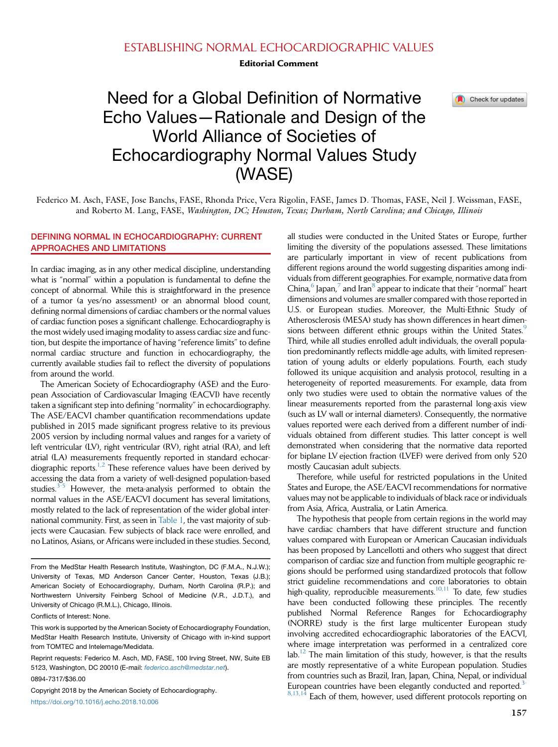ESTABLISHING NORMAL ECHOCARDIOGRAPHIC VALUES

**Editorial Comment**

# Need for a Global Definition of Normative Echo Values—Rationale and Design of the World Alliance of Societies of Echocardiography Normal Values Study (WASE)

Federico M. Asch, FASE, Jose Banchs, FASE, Rhonda Price, Vera Rigolin, FASE, James D. Thomas, FASE, Neil J. Weissman, FASE, and Roberto M. Lang, FASE, *Washington, DC; Houston, Texas; Durham, North Carolina; and Chicago, Illinois*

## DEFINING NORMAL IN ECHOCARDIOGRAPHY: CURRENT APPROACHES AND LIMITATIONS

In cardiac imaging, as in any other medical discipline, understanding what is "normal" within a population is fundamental to define the concept of abnormal. While this is straightforward in the presence of a tumor (a yes/no assessment) or an abnormal blood count, defining normal dimensions of cardiac chambers or the normal values of cardiac function poses a significant challenge. Echocardiography is the most widely used imaging modality to assess cardiac size and function, but despite the importance of having "reference limits" to define normal cardiac structure and function in echocardiography, the currently available studies fail to reflect the diversity of populations from around the world.

The American Society of Echocardiography (ASE) and the European Association of Cardiovascular Imaging (EACVI) have recently taken a significant step into defining "normality" in echocardiography. The ASE/EACVI chamber quantification recommendations update published in 2015 made significant progress relative to its previous 2005 version by including normal values and ranges for a variety of left ventricular (LV), right ventricular (RV), right atrial (RA), and left atrial (LA) measurements frequently reported in standard echocardiographic reports.[1,2] These reference values have been derived by accessing the data from a variety of well-designed population-based studies.[3-5] However, the meta-analysis performed to obtain the normal values in the ASE/EACVI document has several limitations, mostly related to the lack of representation of the wider global international community. First, as seen in Table 1, the vast majority of subjects were Caucasian. Few subjects of black race were enrolled, and no Latinos, Asians, or Africans were included in these studies. Second, all studies were conducted in the United States or Europe, further limiting the diversity of the populations assessed. These limitations are particularly important in view of recent publications from different regions around the world suggesting disparities among individuals from different geographies. For example, normative data from China,[6] Japan,[7] and Iran[8] appear to indicate that their "normal" heart dimensions and volumes are smaller compared with those reported in U.S. or European studies. Moreover, the Multi-Ethnic Study of Atherosclerosis (MESA) study has shown differences in heart dimensions between different ethnic groups within the United States.[9] Third, while all studies enrolled adult individuals, the overall population predominantly reflects middle-age adults, with limited representation of young adults or elderly populations. Fourth, each study followed its unique acquisition and analysis protocol, resulting in a heterogeneity of reported measurements. For example, data from only two studies were used to obtain the normative values of the linear measurements reported from the parasternal long-axis view (such as LV wall or internal diameters). Consequently, the normative values reported were each derived from a different number of individuals obtained from different studies. This latter concept is well demonstrated when considering that the normative data reported for biplane LV ejection fraction (LVEF) were derived from only 520 mostly Caucasian adult subjects.

Therefore, while useful for restricted populations in the United States and Europe, the ASE/EACVI recommendations for normative values may not be applicable to individuals of black race or individuals from Asia, Africa, Australia, or Latin America.

The hypothesis that people from certain regions in the world may have cardiac chambers that have different structure and function values compared with European or American Caucasian individuals has been proposed by Lancellotti and others who suggest that direct comparison of cardiac size and function from multiple geographic regions should be performed using standardized protocols that follow strict guideline recommendations and core laboratories to obtain high-quality, reproducible measurements.[10,11] To date, few studies have been conducted following these principles. The recently published Normal Reference Ranges for Echocardiography (NORRE) study is the first large multicenter European study involving accredited echocardiographic laboratories of the EACVI, where image interpretation was performed in a centralized core lab.[12] The main limitation of this study, however, is that the results are mostly representative of a white European population. Studies from countries such as Brazil, Iran, Japan, China, Nepal, or individual European countries have been elegantly conducted and reported.[3-8,13,14] Each of them, however, used different protocols reporting on

From the MedStar Health Research Institute, Washington, DC (F.M.A., N.J.W.); University of Texas, MD Anderson Cancer Center, Houston, Texas (J.B.); American Society of Echocardiography, Durham, North Carolina (R.P.); and Northwestern University Feinberg School of Medicine (V.R., J.D.T.), and University of Chicago (R.M.L.), Chicago, Illinois.

Conflicts of Interest: None.

This work is supported by the American Society of Echocardiography Foundation, MedStar Health Research Institute, University of Chicago with in-kind support from TOMTEC and Intelemage/Medidata.

Reprint requests: Federico M. Asch, MD, FASE, 100 Irving Street, NW, Suite EB 5123, Washington, DC 20010 (E-mail: federico.asch@medstar.net).

0894-7317/$36.00

Copyright 2018 by the American Society of Echocardiography.

https://doi.org/10.1016/j.echo.2018.10.006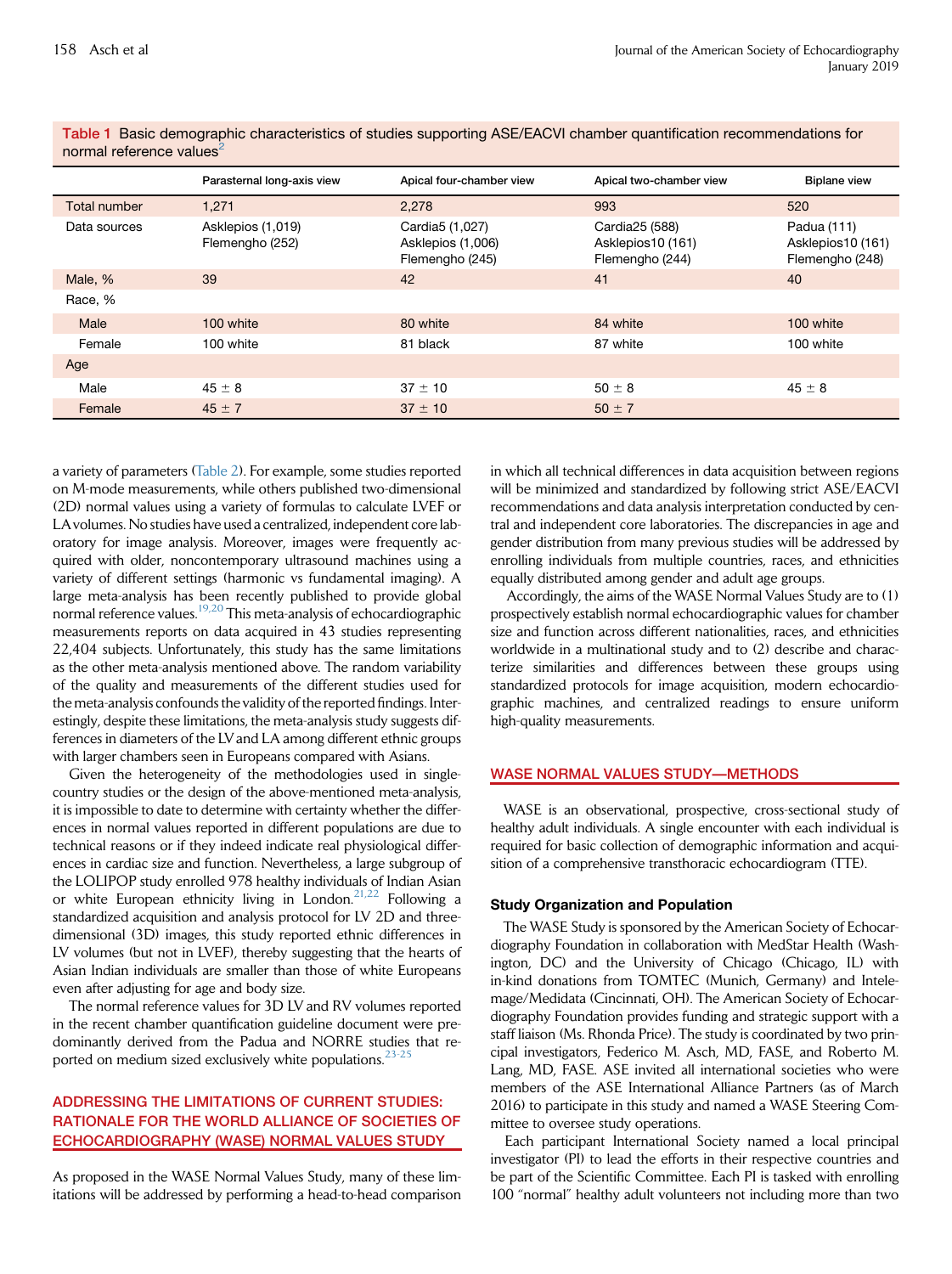Table 1 Basic demographic characteristics of studies supporting ASE/EACVI chamber quantification recommendations for normal reference values[2]

| | Parasternal long-axis view | Apical four-chamber view | Apical two-chamber view | Biplane view |
|---|---|---|---|---|
| Total number | 1,271 | 2,278 | 993 | 520 |
| Data sources | Asklepios (1,019)<br>Flemengho (252) | Cardia5 (1,027)<br>Asklepios (1,006)<br>Flemengho (245) | Cardia25 (588)<br>Asklepios10 (161)<br>Flemengho (244) | Padua (111)<br>Asklepios10 (161)<br>Flemengho (248) |
| Male, % | 39 | 42 | 41 | 40 |
| Race, % | | | | |
| Male | 100 white | 80 white | 84 white | 100 white |
| Female | 100 white | 81 black | 87 white | 100 white |
| Age | | | | |
| Male | 45 ± 8 | 37 ± 10 | 50 ± 8 | 45 ± 8 |
| Female | 45 ± 7 | 37 ± 10 | 50 ± 7 | |

a variety of parameters (Table 2). For example, some studies reported on M-mode measurements, while others published two-dimensional (2D) normal values using a variety of formulas to calculate LVEF or LA volumes. No studies have used a centralized, independent core laboratory for image analysis. Moreover, images were frequently acquired with older, noncontemporary ultrasound machines using a variety of different settings (harmonic vs fundamental imaging). A large meta-analysis has been recently published to provide global normal reference values.[19,20] This meta-analysis of echocardiographic measurements reports on data acquired in 43 studies representing 22,404 subjects. Unfortunately, this study has the same limitations as the other meta-analysis mentioned above. The random variability of the quality and measurements of the different studies used for the meta-analysis confounds the validity of the reported findings. Interestingly, despite these limitations, the meta-analysis study suggests differences in diameters of the LV and LA among different ethnic groups with larger chambers seen in Europeans compared with Asians.

Given the heterogeneity of the methodologies used in single-country studies or the design of the above-mentioned meta-analysis, it is impossible to date to determine with certainty whether the differences in normal values reported in different populations are due to technical reasons or if they indeed indicate real physiological differences in cardiac size and function. Nevertheless, a large subgroup of the LOLIPOP study enrolled 978 healthy individuals of Indian Asian or white European ethnicity living in London.[21,22] Following a standardized acquisition and analysis protocol for LV 2D and three-dimensional (3D) images, this study reported ethnic differences in LV volumes (but not in LVEF), thereby suggesting that the hearts of Asian Indian individuals are smaller than those of white Europeans even after adjusting for age and body size.

The normal reference values for 3D LV and RV volumes reported in the recent chamber quantification guideline document were predominantly derived from the Padua and NORRE studies that reported on medium sized exclusively white populations.[23-25]

## ADDRESSING THE LIMITATIONS OF CURRENT STUDIES: RATIONALE FOR THE WORLD ALLIANCE OF SOCIETIES OF ECHOCARDIOGRAPHY (WASE) NORMAL VALUES STUDY

As proposed in the WASE Normal Values Study, many of these limitations will be addressed by performing a head-to-head comparison in which all technical differences in data acquisition between regions will be minimized and standardized by following strict ASE/EACVI recommendations and data analysis interpretation conducted by central and independent core laboratories. The discrepancies in age and gender distribution from many previous studies will be addressed by enrolling individuals from multiple countries, races, and ethnicities equally distributed among gender and adult age groups.

Accordingly, the aims of the WASE Normal Values Study are to (1) prospectively establish normal echocardiographic values for chamber size and function across different nationalities, races, and ethnicities worldwide in a multinational study and to (2) describe and characterize similarities and differences between these groups using standardized protocols for image acquisition, modern echocardiographic machines, and centralized readings to ensure uniform high-quality measurements.

## WASE NORMAL VALUES STUDY—METHODS

WASE is an observational, prospective, cross-sectional study of healthy adult individuals. A single encounter with each individual is required for basic collection of demographic information and acquisition of a comprehensive transthoracic echocardiogram (TTE).

### Study Organization and Population

The WASE Study is sponsored by the American Society of Echocardiography Foundation in collaboration with MedStar Health (Washington, DC) and the University of Chicago (Chicago, IL) with in-kind donations from TOMTEC (Munich, Germany) and Inteleimage/Medidata (Cincinnati, OH). The American Society of Echocardiography Foundation provides funding and strategic support with a staff liaison (Ms. Rhonda Price). The study is coordinated by two principal investigators, Federico M. Asch, MD, FASE, and Roberto M. Lang, MD, FASE. ASE invited all international societies who were members of the ASE International Alliance Partners (as of March 2016) to participate in this study and named a WASE Steering Committee to oversee study operations.

Each participant International Society named a local principal investigator (PI) to lead the efforts in their respective countries and be part of the Scientific Committee. Each PI is tasked with enrolling 100 "normal" healthy adult volunteers not including more than two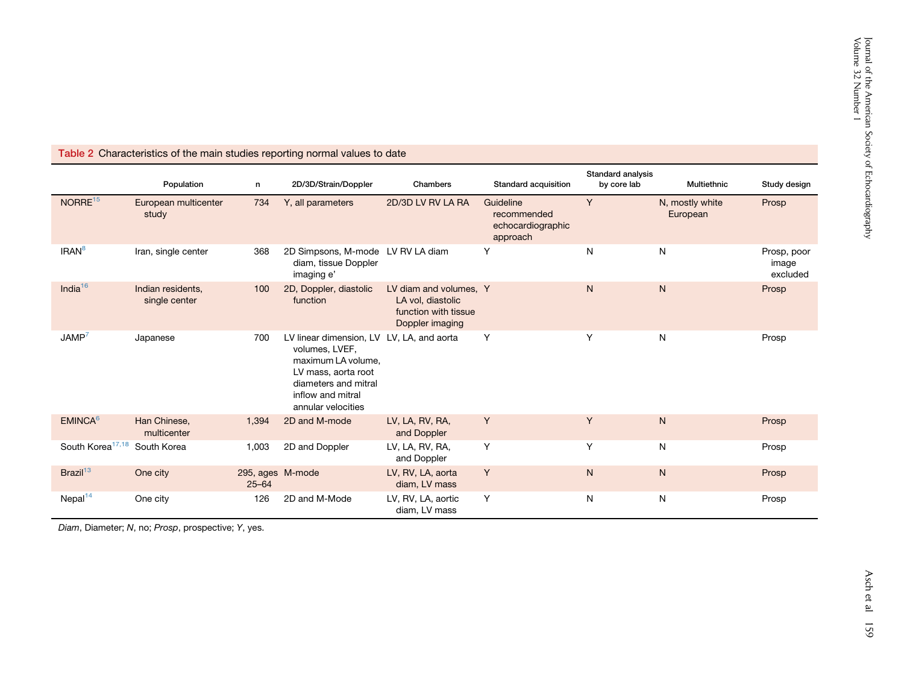**Table 2** Characteristics of the main studies reporting normal values to date

| | Population | n | 2D/3D/Strain/Doppler | Chambers | Standard acquisition | Standard analysis by core lab | Multiethnic | Study design |
|---|---|---|---|---|---|---|---|---|
| NORRE[15] | European multicenter study | 734 | Y, all parameters | 2D/3D LV RV LA RA | Guideline recommended echocardiographic approach | Y | N, mostly white European | Prosp |
| IRAN[8] | Iran, single center | 368 | 2D Simpsons, M-mode diam, tissue Doppler imaging e' | LV RV LA diam | Y | N | N | Prosp, poor image excluded |
| India[16] | Indian residents, single center | 100 | 2D, Doppler, diastolic function | LV diam and volumes, LA vol, diastolic function with tissue Doppler imaging | Y | N | N | Prosp |
| JAMP[7] | Japanese | 700 | LV linear dimension, LV volumes, LVEF, maximum LA volume, LV mass, aorta root diameters and mitral inflow and mitral annular velocities | LV, LA, and aorta | Y | Y | N | Prosp |
| EMINCA[6] | Han Chinese, multicenter | 1,394 | 2D and M-mode | LV, LA, RV, RA, and Doppler | Y | Y | N | Prosp |
| South Korea[17,18] | South Korea | 1,003 | 2D and Doppler | LV, LA, RV, RA, and Doppler | Y | Y | N | Prosp |
| Brazil[13] | One city | 295, ages 25–64 | M-mode | LV, RV, LA, aorta diam, LV mass | Y | N | N | Prosp |
| Nepal[14] | One city | 126 | 2D and M-Mode | LV, RV, LA, aortic diam, LV mass | Y | N | N | Prosp |

*Diam*, Diameter; *N*, no; *Prosp*, prospective; *Y*, yes.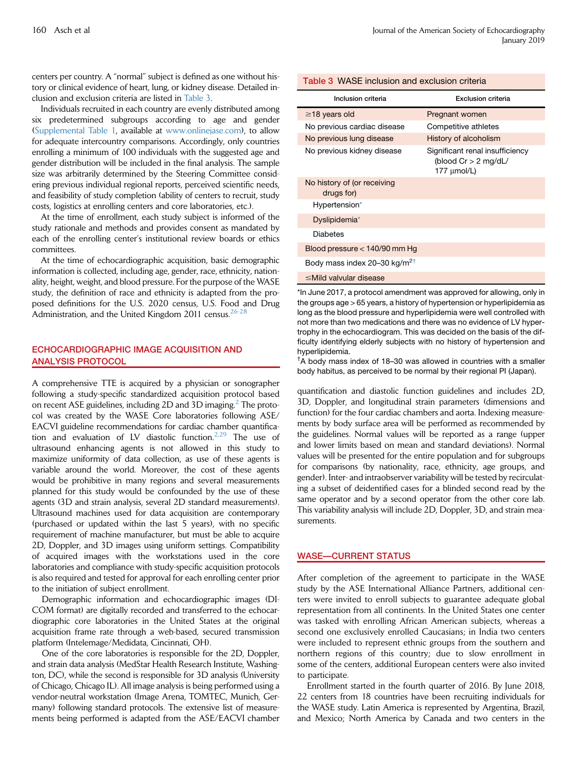centers per country. A "normal" subject is defined as one without history or clinical evidence of heart, lung, or kidney disease. Detailed inclusion and exclusion criteria are listed in Table 3.

Individuals recruited in each country are evenly distributed among six predetermined subgroups according to age and gender (Supplemental Table 1, available at www.onlinejase.com), to allow for adequate intercountry comparisons. Accordingly, only countries enrolling a minimum of 100 individuals with the suggested age and gender distribution will be included in the final analysis. The sample size was arbitrarily determined by the Steering Committee considering previous individual regional reports, perceived scientific needs, and feasibility of study completion (ability of centers to recruit, study costs, logistics at enrolling centers and core laboratories, etc.).

At the time of enrollment, each study subject is informed of the study rationale and methods and provides consent as mandated by each of the enrolling center's institutional review boards or ethics committees.

At the time of echocardiographic acquisition, basic demographic information is collected, including age, gender, race, ethnicity, nationality, height, weight, and blood pressure. For the purpose of the WASE study, the definition of race and ethnicity is adapted from the proposed definitions for the U.S. 2020 census, U.S. Food and Drug Administration, and the United Kingdom 2011 census.[26-28]

**Table 3** WASE inclusion and exclusion criteria

| Inclusion criteria | Exclusion criteria |
|---|---|
| ≥18 years old | Pregnant women |
| No previous cardiac disease | Competitive athletes |
| No previous lung disease | History of alcoholism |
| No previous kidney disease | Significant renal insufficiency (blood Cr > 2 mg/dL/ 177 μmol/L) |
| No history of (or receiving drugs for) | |
| Hypertension* | |
| Dyslipidemia* | |
| Diabetes | |
| Blood pressure < 140/90 mm Hg | |
| Body mass index 20–30 kg/m²† | |
| ≤Mild valvular disease | |

*In June 2017, a protocol amendment was approved for allowing, only in the groups age > 65 years, a history of hypertension or hyperlipidemia as long as the blood pressure and hyperlipidemia were well controlled with not more than two medications and there was no evidence of LV hypertrophy in the echocardiogram. This was decided on the basis of the difficulty identifying elderly subjects with no history of hypertension and hyperlipidemia.

†A body mass index of 18–30 was allowed in countries with a smaller body habitus, as perceived to be normal by their regional PI (Japan).

## ECHOCARDIOGRAPHIC IMAGE ACQUISITION AND ANALYSIS PROTOCOL

A comprehensive TTE is acquired by a physician or sonographer following a study-specific standardized acquisition protocol based on recent ASE guidelines, including 2D and 3D imaging.[2] The protocol was created by the WASE Core laboratories following ASE/EACVI guideline recommendations for cardiac chamber quantification and evaluation of LV diastolic function.[2,29] The use of ultrasound enhancing agents is not allowed in this study to maximize uniformity of data collection, as use of these agents is variable around the world. Moreover, the cost of these agents would be prohibitive in many regions and several measurements planned for this study would be confounded by the use of these agents (3D and strain analysis, several 2D standard measurements). Ultrasound machines used for data acquisition are contemporary (purchased or updated within the last 5 years), with no specific requirement of machine manufacturer, but must be able to acquire 2D, Doppler, and 3D images using uniform settings. Compatibility of acquired images with the workstations used in the core laboratories and compliance with study-specific acquisition protocols is also required and tested for approval for each enrolling center prior to the initiation of subject enrollment.

Demographic information and echocardiographic images (DICOM format) are digitally recorded and transferred to the echocardiographic core laboratories in the United States at the original acquisition frame rate through a web-based, secured transmission platform (Intelemage/Medidata, Cincinnati, OH).

One of the core laboratories is responsible for the 2D, Doppler, and strain data analysis (MedStar Health Research Institute, Washington, DC), while the second is responsible for 3D analysis (University of Chicago, Chicago IL). All image analysis is being performed using a vendor-neutral workstation (Image Arena, TOMTEC, Munich, Germany) following standard protocols. The extensive list of measurements being performed is adapted from the ASE/EACVI chamber quantification and diastolic function guidelines and includes 2D, 3D, Doppler, and longitudinal strain parameters (dimensions and function) for the four cardiac chambers and aorta. Indexing measurements by body surface area will be performed as recommended by the guidelines. Normal values will be reported as a range (upper and lower limits based on mean and standard deviations). Normal values will be presented for the entire population and for subgroups for comparisons (by nationality, race, ethnicity, age groups, and gender). Inter- and intraobserver variability will be tested by recirculating a subset of deidentified cases for a blinded second read by the same operator and by a second operator from the other core lab. This variability analysis will include 2D, Doppler, 3D, and strain measurements.

## WASE—CURRENT STATUS

After completion of the agreement to participate in the WASE study by the ASE International Alliance Partners, additional centers were invited to enroll subjects to guarantee adequate global representation from all continents. In the United States one center was tasked with enrolling African American subjects, whereas a second one exclusively enrolled Caucasians; in India two centers were included to represent ethnic groups from the southern and northern regions of this country; due to slow enrollment in some of the centers, additional European centers were also invited to participate.

Enrollment started in the fourth quarter of 2016. By June 2018, 22 centers from 18 countries have been recruiting individuals for the WASE study. Latin America is represented by Argentina, Brazil, and Mexico; North America by Canada and two centers in the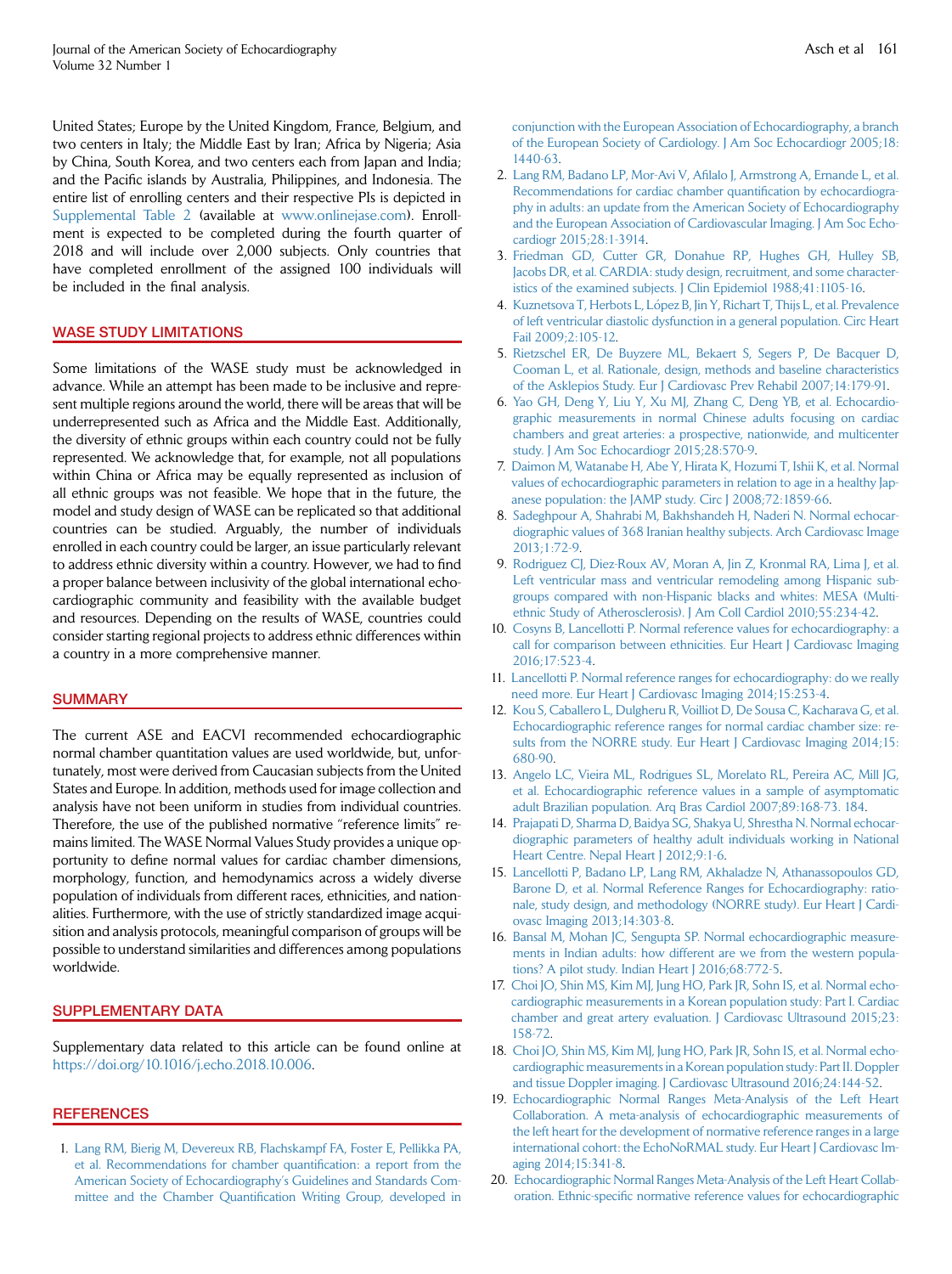United States; Europe by the United Kingdom, France, Belgium, and two centers in Italy; the Middle East by Iran; Africa by Nigeria; Asia by China, South Korea, and two centers each from Japan and India; and the Pacific islands by Australia, Philippines, and Indonesia. The entire list of enrolling centers and their respective PIs is depicted in Supplemental Table 2 (available at www.onlinejase.com). Enrollment is expected to be completed during the fourth quarter of 2018 and will include over 2,000 subjects. Only countries that have completed enrollment of the assigned 100 individuals will be included in the final analysis.

## WASE STUDY LIMITATIONS

Some limitations of the WASE study must be acknowledged in advance. While an attempt has been made to be inclusive and represent multiple regions around the world, there will be areas that will be underrepresented such as Africa and the Middle East. Additionally, the diversity of ethnic groups within each country could not be fully represented. We acknowledge that, for example, not all populations within China or Africa may be equally represented as inclusion of all ethnic groups was not feasible. We hope that in the future, the model and study design of WASE can be replicated so that additional countries can be studied. Arguably, the number of individuals enrolled in each country could be larger, an issue particularly relevant to address ethnic diversity within a country. However, we had to find a proper balance between inclusivity of the global international echocardiographic community and feasibility with the available budget and resources. Depending on the results of WASE, countries could consider starting regional projects to address ethnic differences within a country in a more comprehensive manner.

## SUMMARY

The current ASE and EACVI recommended echocardiographic normal chamber quantitation values are used worldwide, but, unfortunately, most were derived from Caucasian subjects from the United States and Europe. In addition, methods used for image collection and analysis have not been uniform in studies from individual countries. Therefore, the use of the published normative "reference limits" remains limited. The WASE Normal Values Study provides a unique opportunity to define normal values for cardiac chamber dimensions, morphology, function, and hemodynamics across a widely diverse population of individuals from different races, ethnicities, and nationalities. Furthermore, with the use of strictly standardized image acquisition and analysis protocols, meaningful comparison of groups will be possible to understand similarities and differences among populations worldwide.

## SUPPLEMENTARY DATA

Supplementary data related to this article can be found online at https://doi.org/10.1016/j.echo.2018.10.006.

## REFERENCES

1. Lang RM, Bierig M, Devereux RB, Flachskampf FA, Foster E, Pellikka PA, et al. Recommendations for chamber quantification: a report from the American Society of Echocardiography's Guidelines and Standards Committee and the Chamber Quantification Writing Group, developed in conjunction with the European Association of Echocardiography, a branch of the European Society of Cardiology. J Am Soc Echocardiogr 2005;18:1440-63.
2. Lang RM, Badano LP, Mor-Avi V, Afilalo J, Armstrong A, Ernande L, et al. Recommendations for cardiac chamber quantification by echocardiography in adults: an update from the American Society of Echocardiography and the European Association of Cardiovascular Imaging. J Am Soc Echocardiogr 2015;28:1-3914.
3. Friedman GD, Cutter GR, Donahue RP, Hughes GH, Hulley SB, Jacobs DR, et al. CARDIA: study design, recruitment, and some characteristics of the examined subjects. J Clin Epidemiol 1988;41:1105-16.
4. Kuznetsova T, Herbots L, López B, Jin Y, Richart T, Thijs L, et al. Prevalence of left ventricular diastolic dysfunction in a general population. Circ Heart Fail 2009;2:105-12.
5. Rietzschel ER, De Buyzere ML, Bekaert S, Segers P, De Bacquer D, Cooman L, et al. Rationale, design, methods and baseline characteristics of the Asklepios Study. Eur J Cardiovasc Prev Rehabil 2007;14:179-91.
6. Yao GH, Deng Y, Liu Y, Xu MJ, Zhang C, Deng YB, et al. Echocardiographic measurements in normal Chinese adults focusing on cardiac chambers and great arteries: a prospective, nationwide, and multicenter study. J Am Soc Echocardiogr 2015;28:570-9.
7. Daimon M, Watanabe H, Abe Y, Hirata K, Hozumi T, Ishii K, et al. Normal values of echocardiographic parameters in relation to age in a healthy Japanese population: the JAMP study. Circ J 2008;72:1859-66.
8. Sadeghpour A, Shahrabi M, Bakhshandeh H, Naderi N. Normal echocardiographic values of 368 Iranian healthy subjects. Arch Cardiovasc Image 2013;1:72-9.
9. Rodriguez CJ, Diez-Roux AV, Moran A, Jin Z, Kronmal RA, Lima J, et al. Left ventricular mass and ventricular remodeling among Hispanic subgroups compared with non-Hispanic blacks and whites: MESA (Multi-ethnic Study of Atherosclerosis). J Am Coll Cardiol 2010;55:234-42.
10. Cosyns B, Lancellotti P. Normal reference values for echocardiography: a call for comparison between ethnicities. Eur Heart J Cardiovasc Imaging 2016;17:523-4.
11. Lancellotti P. Normal reference ranges for echocardiography: do we really need more. Eur Heart J Cardiovasc Imaging 2014;15:253-4.
12. Kou S, Caballero L, Dulgheru R, Voilliot D, De Sousa C, Kacharava G, et al. Echocardiographic reference ranges for normal cardiac chamber size: results from the NORRE study. Eur Heart J Cardiovasc Imaging 2014;15:680-90.
13. Angelo LC, Vieira ML, Rodrigues SL, Morelato RL, Pereira AC, Mill JG, et al. Echocardiographic reference values in a sample of asymptomatic adult Brazilian population. Arq Bras Cardiol 2007;89:168-73. 184.
14. Prajapati D, Sharma D, Baidya SG, Shakya U, Shrestha N. Normal echocardiographic parameters of healthy adult individuals working in National Heart Centre. Nepal Heart J 2012;9:1-6.
15. Lancellotti P, Badano LP, Lang RM, Akhaladze N, Athanassopoulos GD, Barone D, et al. Normal Reference Ranges for Echocardiography: rationale, study design, and methodology (NORRE study). Eur Heart J Cardiovasc Imaging 2013;14:303-8.
16. Bansal M, Mohan JC, Sengupta SP. Normal echocardiographic measurements in Indian adults: how different are we from the western populations? A pilot study. Indian Heart J 2016;68:772-5.
17. Choi JO, Shin MS, Kim MJ, Jung HO, Park JR, Sohn IS, et al. Normal echocardiographic measurements in a Korean population study: Part I. Cardiac chamber and great artery evaluation. J Cardiovasc Ultrasound 2015;23:158-72.
18. Choi JO, Shin MS, Kim MJ, Jung HO, Park JR, Sohn IS, et al. Normal echocardiographic measurements in a Korean population study: Part II. Doppler and tissue Doppler imaging. J Cardiovasc Ultrasound 2016;24:144-52.
19. Echocardiographic Normal Ranges Meta-Analysis of the Left Heart Collaboration. A meta-analysis of echocardiographic measurements of the left heart for the development of normative reference ranges in a large international cohort: the EchoNoRMAL study. Eur Heart J Cardiovasc Imaging 2014;15:341-8.
20. Echocardiographic Normal Ranges Meta-Analysis of the Left Heart Collaboration. Ethnic-specific normative reference values for echocardiographic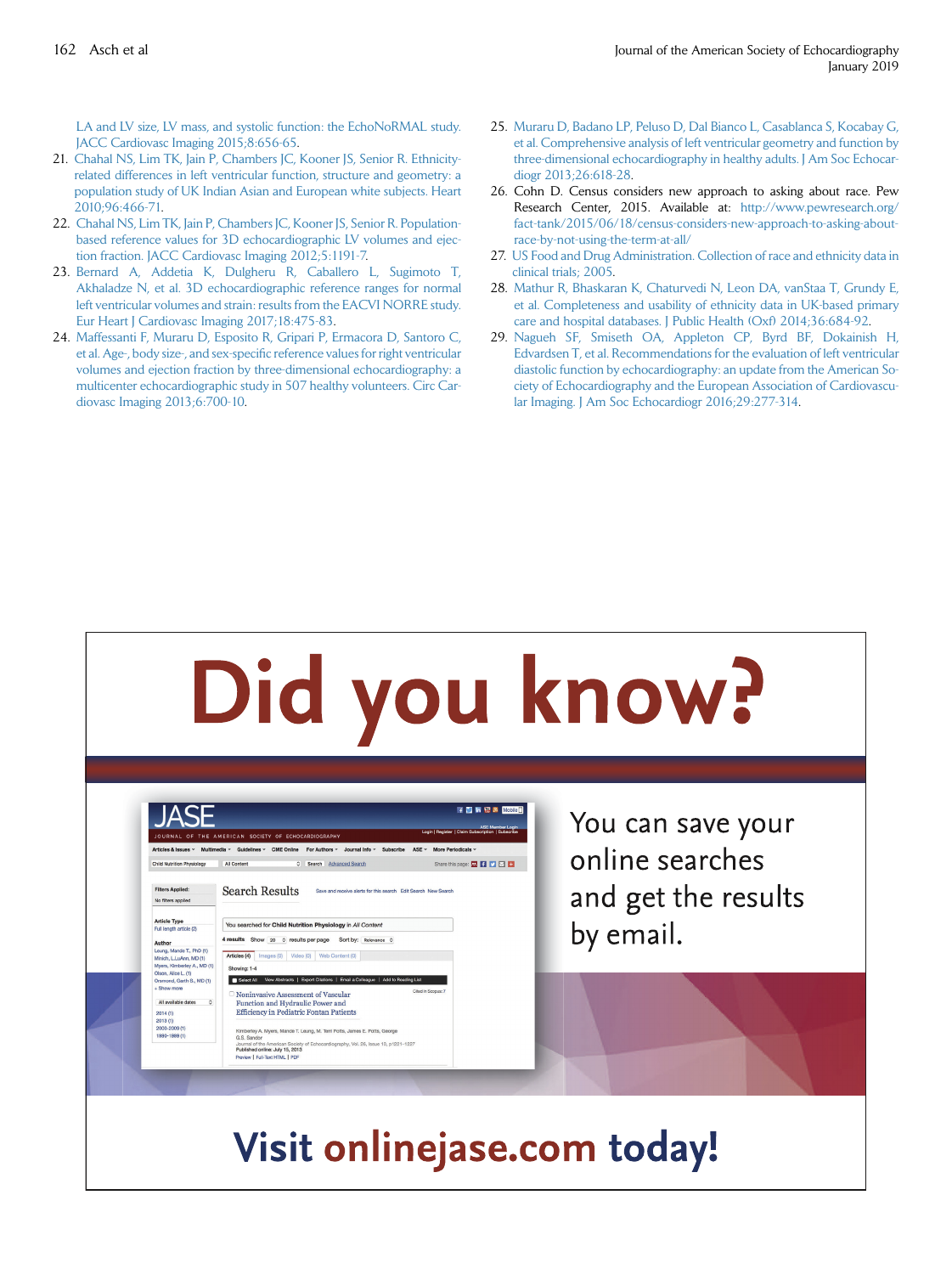LA and LV size, LV mass, and systolic function: the EchoNoRMAL study. JACC Cardiovasc Imaging 2015;8:656-65.

21. Chahal NS, Lim TK, Jain P, Chambers JC, Kooner JS, Senior R. Ethnicity-related differences in left ventricular function, structure and geometry: a population study of UK Indian Asian and European white subjects. Heart 2010;96:466-71.
22. Chahal NS, Lim TK, Jain P, Chambers JC, Kooner JS, Senior R. Population-based reference values for 3D echocardiographic LV volumes and ejection fraction. JACC Cardiovasc Imaging 2012;5:1191-7.
23. Bernard A, Addetia K, Dulgheru R, Caballero L, Sugimoto T, Akhaladze N, et al. 3D echocardiographic reference ranges for normal left ventricular volumes and strain: results from the EACVI NORRE study. Eur Heart J Cardiovasc Imaging 2017;18:475-83.
24. Maffessanti F, Muraru D, Esposito R, Gripari P, Ermacora D, Santoro C, et al. Age-, body size-, and sex-specific reference values for right ventricular volumes and ejection fraction by three-dimensional echocardiography: a multicenter echocardiographic study in 507 healthy volunteers. Circ Cardiovasc Imaging 2013;6:700-10.
25. Muraru D, Badano LP, Peluso D, Dal Bianco L, Casablanca S, Kocabay G, et al. Comprehensive analysis of left ventricular geometry and function by three-dimensional echocardiography in healthy adults. J Am Soc Echocardiogr 2013;26:618-28.
26. Cohn D. Census considers new approach to asking about race. Pew Research Center, 2015. Available at: http://www.pewresearch.org/fact-tank/2015/06/18/census-considers-new-approach-to-asking-about-race-by-not-using-the-term-at-all/
27. US Food and Drug Administration. Collection of race and ethnicity data in clinical trials; 2005.
28. Mathur R, Bhaskaran K, Chaturvedi N, Leon DA, vanStaa T, Grundy E, et al. Completeness and usability of ethnicity data in UK-based primary care and hospital databases. J Public Health (Oxf) 2014;36:684-92.
29. Nagueh SF, Smiseth OA, Appleton CP, Byrd BF, Dokainish H, Edvardsen T, et al. Recommendations for the evaluation of left ventricular diastolic function by echocardiography: an update from the American Society of Echocardiography and the European Association of Cardiovascular Imaging. J Am Soc Echocardiogr 2016;29:277-314.

# Did you know?

You can save your online searches and get the results by email.

**Visit onlinejase.com today!**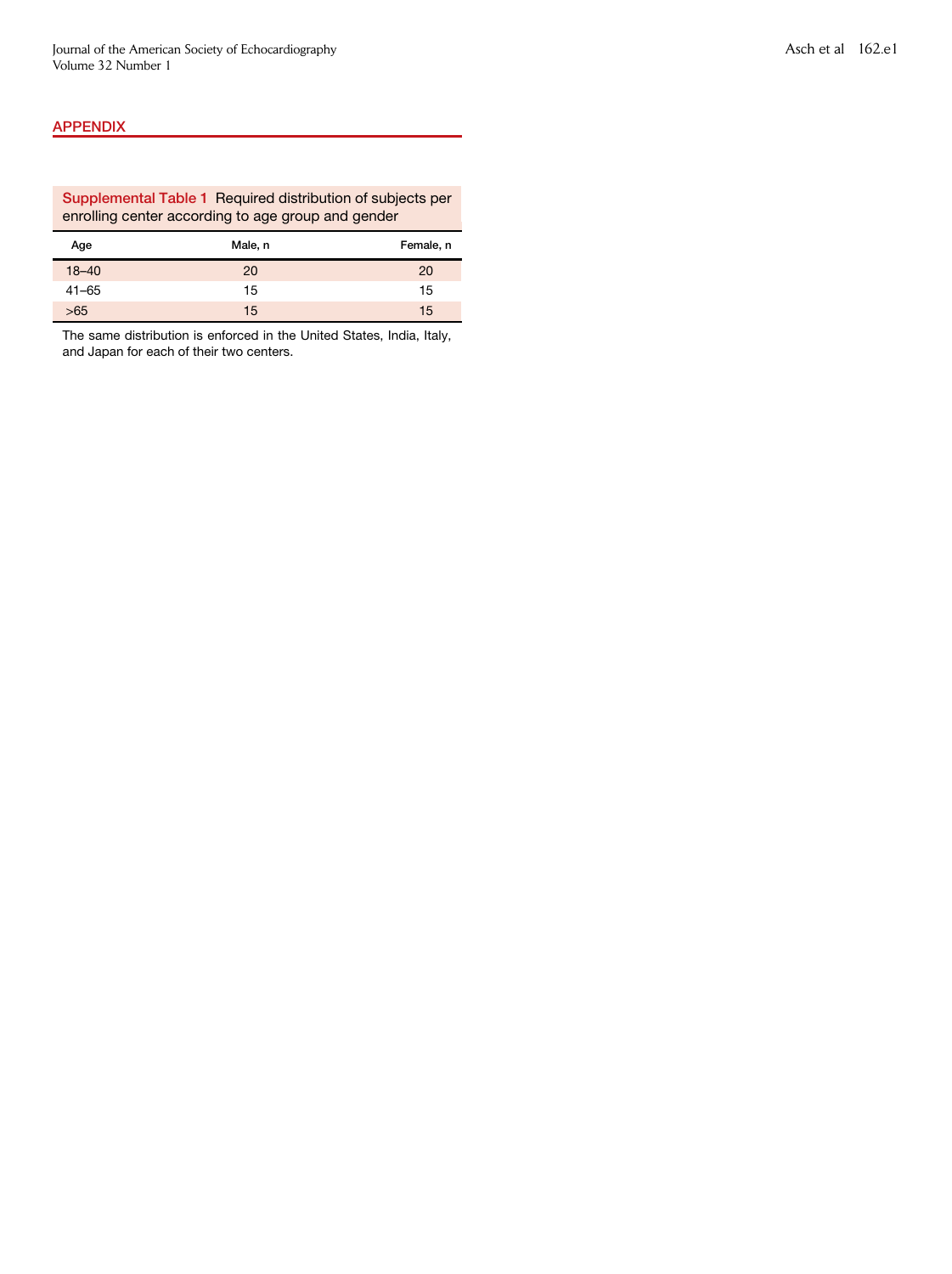## APPENDIX

**Supplemental Table 1** Required distribution of subjects per enrolling center according to age group and gender

| Age | Male, n | Female, n |
|---|---|---|
| 18–40 | 20 | 20 |
| 41–65 | 15 | 15 |
| >65 | 15 | 15 |

The same distribution is enforced in the United States, India, Italy, and Japan for each of their two centers.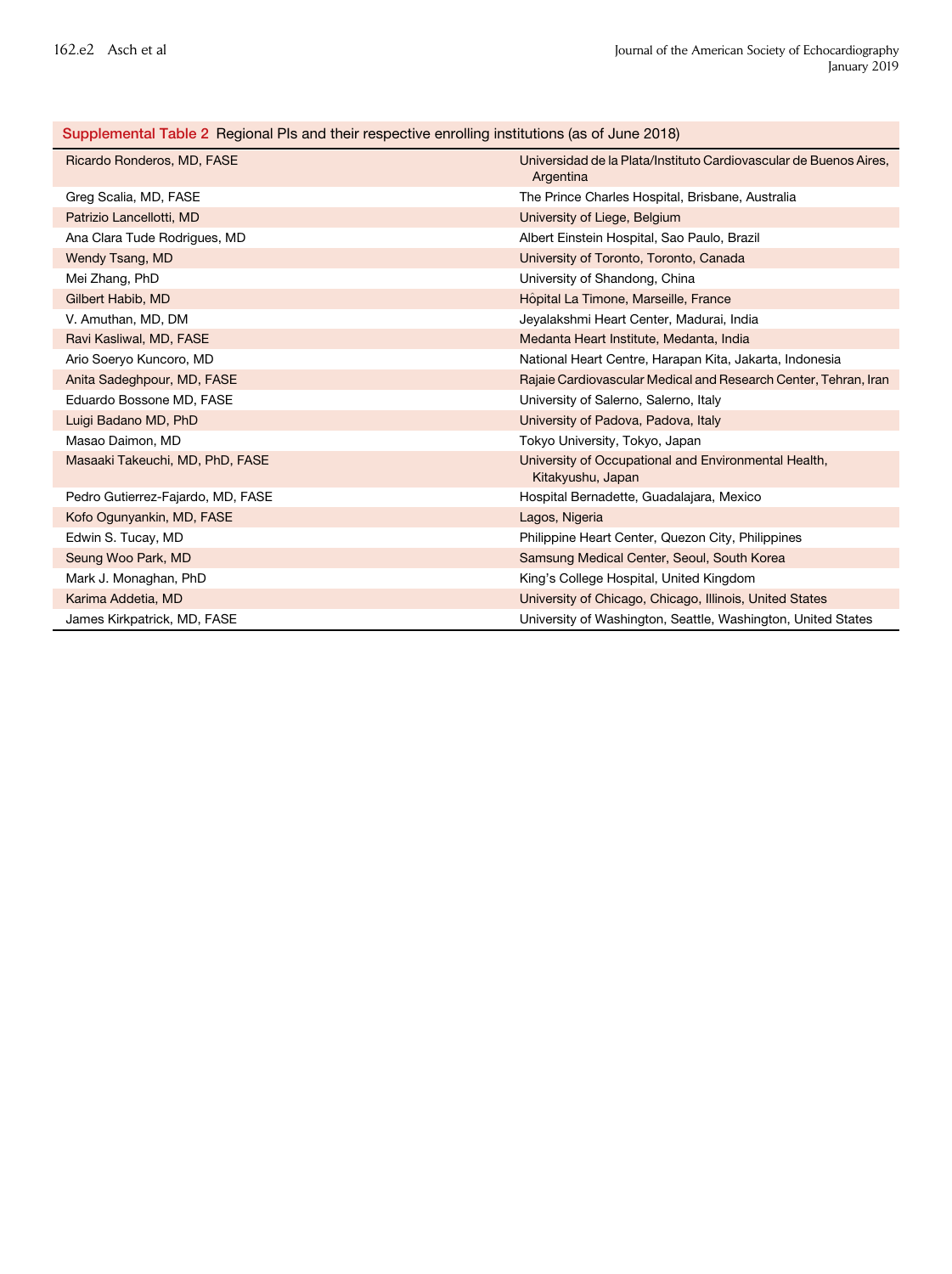**Supplemental Table 2** Regional PIs and their respective enrolling institutions (as of June 2018)

| | |
|---|---|
| Ricardo Ronderos, MD, FASE | Universidad de la Plata/Instituto Cardiovascular de Buenos Aires, Argentina |
| Greg Scalia, MD, FASE | The Prince Charles Hospital, Brisbane, Australia |
| Patrizio Lancellotti, MD | University of Liege, Belgium |
| Ana Clara Tude Rodrigues, MD | Albert Einstein Hospital, Sao Paulo, Brazil |
| Wendy Tsang, MD | University of Toronto, Toronto, Canada |
| Mei Zhang, PhD | University of Shandong, China |
| Gilbert Habib, MD | Hôpital La Timone, Marseille, France |
| V. Amuthan, MD, DM | Jeyalakshmi Heart Center, Madurai, India |
| Ravi Kasliwal, MD, FASE | Medanta Heart Institute, Medanta, India |
| Ario Soeryo Kuncoro, MD | National Heart Centre, Harapan Kita, Jakarta, Indonesia |
| Anita Sadeghpour, MD, FASE | Rajaie Cardiovascular Medical and Research Center, Tehran, Iran |
| Eduardo Bossone MD, FASE | University of Salerno, Salerno, Italy |
| Luigi Badano MD, PhD | University of Padova, Padova, Italy |
| Masao Daimon, MD | Tokyo University, Tokyo, Japan |
| Masaaki Takeuchi, MD, PhD, FASE | University of Occupational and Environmental Health, Kitakyushu, Japan |
| Pedro Gutierrez-Fajardo, MD, FASE | Hospital Bernadette, Guadalajara, Mexico |
| Kofo Ogunyankin, MD, FASE | Lagos, Nigeria |
| Edwin S. Tucay, MD | Philippine Heart Center, Quezon City, Philippines |
| Seung Woo Park, MD | Samsung Medical Center, Seoul, South Korea |
| Mark J. Monaghan, PhD | King's College Hospital, United Kingdom |
| Karima Addetia, MD | University of Chicago, Chicago, Illinois, United States |
| James Kirkpatrick, MD, FASE | University of Washington, Seattle, Washington, United States |